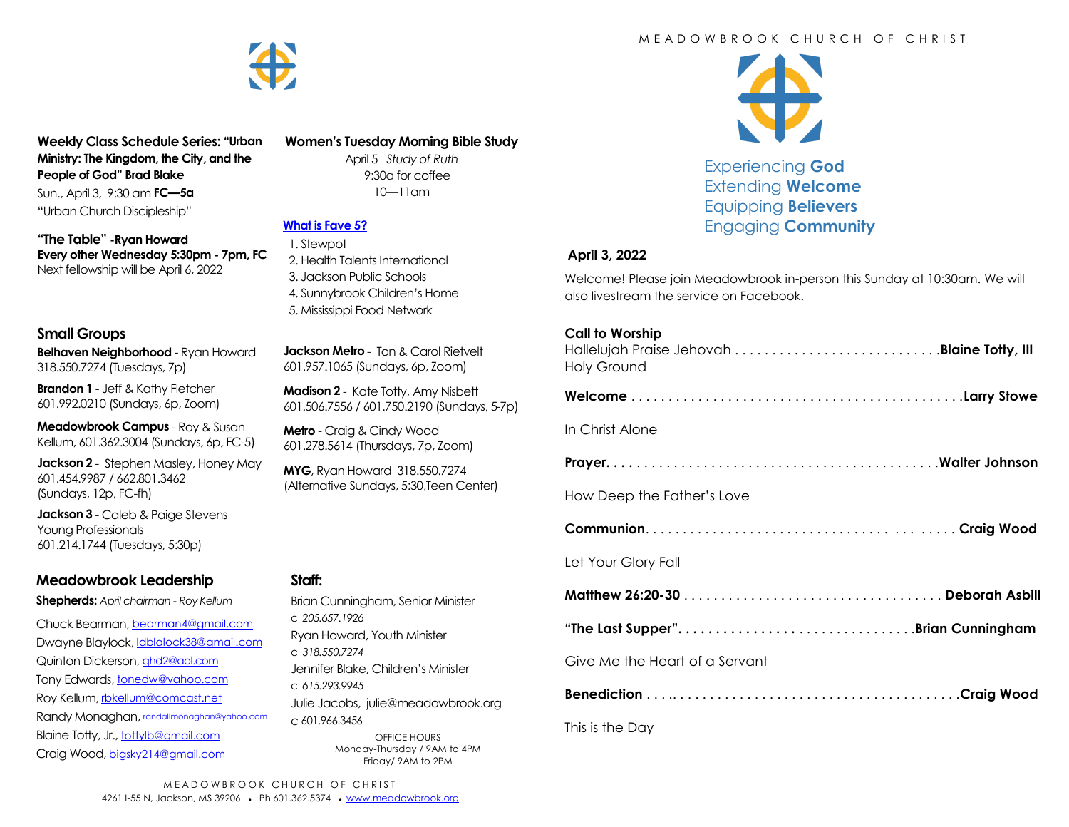**Weekly Class Schedule Series: "Urban Ministry: The Kingdom, the City, and the People of God" Brad Blake**

Sun., April 3, 9:30 am **FC—5a**

"Urban Church Discipleship"

**"The Table" -Ryan Howard**
**Every other Wednesday 5:30pm - 7pm, FC**
Next fellowship will be April 6, 2022

**Women's Tuesday Morning Bible Study**

April 5 *Study of Ruth*
9:30a for coffee
10—11am

**What is Fave 5?**

1. Stewpot
2. Health Talents International
3. Jackson Public Schools
4, Sunnybrook Children's Home
5. Mississippi Food Network

## Small Groups

**Belhaven Neighborhood** - Ryan Howard 318.550.7274 (Tuesdays, 7p)

**Brandon 1** - Jeff & Kathy Fletcher 601.992.0210 (Sundays, 6p, Zoom)

**Meadowbrook Campus** - Roy & Susan Kellum, 601.362.3004 (Sundays, 6p, FC-5)

**Jackson 2** - Stephen Masley, Honey May 601.454.9987 / 662.801.3462 (Sundays, 12p, FC-fh)

**Jackson 3** - Caleb & Paige Stevens Young Professionals 601.214.1744 (Tuesdays, 5:30p)

**Jackson Metro** - Ton & Carol Rietvelt 601.957.1065 (Sundays, 6p, Zoom)

**Madison 2** - Kate Totty, Amy Nisbett 601.506.7556 / 601.750.2190 (Sundays, 5-7p)

**Metro** - Craig & Cindy Wood 601.278.5614 (Thursdays, 7p, Zoom)

**MYG**, Ryan Howard 318.550.7274 (Alternative Sundays, 5:30,Teen Center)

## Meadowbrook Leadership

**Shepherds:** *April chairman - Roy Kellum*

Chuck Bearman, bearman4@gmail.com
Dwayne Blaylock, ldblalock38@gmail.com
Quinton Dickerson, qhd2@aol.com
Tony Edwards, tonedw@yahoo.com
Roy Kellum, rbkellum@comcast.net
Randy Monaghan, randallmonaghan@yahoo.com
Blaine Totty, Jr., tottylb@gmail.com
Craig Wood, bigsky214@gmail.com

## Staff:

Brian Cunningham, Senior Minister
c *205.657.1926*
Ryan Howard, Youth Minister
c *318.550.7274*
Jennifer Blake, Children's Minister
c *615.293.9945*
Julie Jacobs, julie@meadowbrook.org
c 601.966.3456

OFFICE HOURS
Monday-Thursday / 9AM to 4PM
Friday/ 9AM to 2PM

MEADOWBROOK CHURCH OF CHRIST
4261 I-55 N, Jackson, MS 39206 • Ph 601.362.5374 • www.meadowbrook.org

MEADOWBROOK CHURCH OF CHRIST

Experiencing **God**
Extending **Welcome**
Equipping **Believers**
Engaging **Community**

**April 3, 2022**

Welcome! Please join Meadowbrook in-person this Sunday at 10:30am. We will also livestream the service on Facebook.

**Call to Worship**
Hallelujah Praise Jehovah . . . . . . . . . . . . . . . . . . . . . . . . . . . .**Blaine Totty, III**
Holy Ground

**Welcome** . . . . . . . . . . . . . . . . . . . . . . . . . . . . . . . . . . . . . . . . . . . . .**Larry Stowe**

In Christ Alone

**Prayer**. . . . . . . . . . . . . . . . . . . . . . . . . . . . . . . . . . . . . . . . . . . .**Walter Johnson**

How Deep the Father's Love

**Communion**. . . . . . . . . . . . . . . . . . . . . . . . . . . . . . . . . . . . . . . . **Craig Wood**

Let Your Glory Fall

**Matthew 26:20-30** . . . . . . . . . . . . . . . . . . . . . . . . . . . . . . . . . . . **Deborah Asbill**

**"The Last Supper"**. . . . . . . . . . . . . . . . . . . . . . . . . . . . . . . .**Brian Cunningham**

Give Me the Heart of a Servant

**Benediction** . . . .. . . . . . . . . . . . . . . . . . . . . . . . . . . . . . . . . . . . . .**Craig Wood**

This is the Day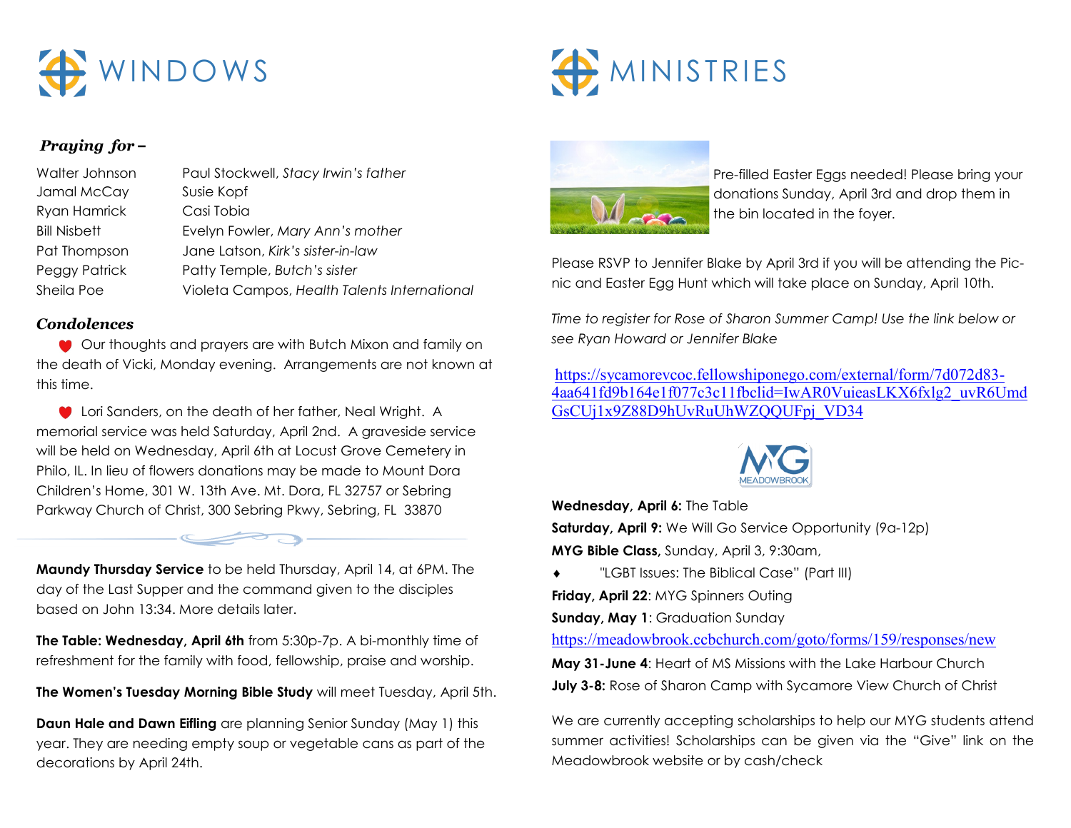# WINDOWS

***Praying for –***

| | |
|---|---|
| Walter Johnson | Paul Stockwell, *Stacy Irwin's father* |
| Jamal McCay | Susie Kopf |
| Ryan Hamrick | Casi Tobia |
| Bill Nisbett | Evelyn Fowler, *Mary Ann's mother* |
| Pat Thompson | Jane Latson, *Kirk's sister-in-law* |
| Peggy Patrick | Patty Temple, *Butch's sister* |
| Sheila Poe | Violeta Campos, *Health Talents International* |

***Condolences***

♥ Our thoughts and prayers are with Butch Mixon and family on the death of Vicki, Monday evening. Arrangements are not known at this time.

♥ Lori Sanders, on the death of her father, Neal Wright. A memorial service was held Saturday, April 2nd. A graveside service will be held on Wednesday, April 6th at Locust Grove Cemetery in Philo, IL. In lieu of flowers donations may be made to Mount Dora Children's Home, 301 W. 13th Ave. Mt. Dora, FL 32757 or Sebring Parkway Church of Christ, 300 Sebring Pkwy, Sebring, FL 33870

**Maundy Thursday Service** to be held Thursday, April 14, at 6PM. The day of the Last Supper and the command given to the disciples based on John 13:34. More details later.

**The Table: Wednesday, April 6th** from 5:30p-7p. A bi-monthly time of refreshment for the family with food, fellowship, praise and worship.

**The Women's Tuesday Morning Bible Study** will meet Tuesday, April 5th.

**Daun Hale and Dawn Eifling** are planning Senior Sunday (May 1) this year. They are needing empty soup or vegetable cans as part of the decorations by April 24th.

# MINISTRIES

Pre-filled Easter Eggs needed! Please bring your donations Sunday, April 3rd and drop them in the bin located in the foyer.

Please RSVP to Jennifer Blake by April 3rd if you will be attending the Picnic and Easter Egg Hunt which will take place on Sunday, April 10th.

*Time to register for Rose of Sharon Summer Camp! Use the link below or see Ryan Howard or Jennifer Blake*

https://sycamorevcoc.fellowshiponego.com/external/form/7d072d83-4aa641fd9b164e1f077c3c11fbclid=IwAR0VuieasLKX6fxlg2_uvR6UmdGsCUj1x9Z88D9hUvRuUhWZQQUFpj_VD34

MYG MEADOWBROOK

**Wednesday, April 6:** The Table

**Saturday, April 9:** We Will Go Service Opportunity (9a-12p)

**MYG Bible Class,** Sunday, April 3, 9:30am,

- "LGBT Issues: The Biblical Case" (Part III)

**Friday, April 22**: MYG Spinners Outing

**Sunday, May 1**: Graduation Sunday

https://meadowbrook.ccbchurch.com/goto/forms/159/responses/new

**May 31-June 4**: Heart of MS Missions with the Lake Harbour Church

**July 3-8:** Rose of Sharon Camp with Sycamore View Church of Christ

We are currently accepting scholarships to help our MYG students attend summer activities! Scholarships can be given via the "Give" link on the Meadowbrook website or by cash/check